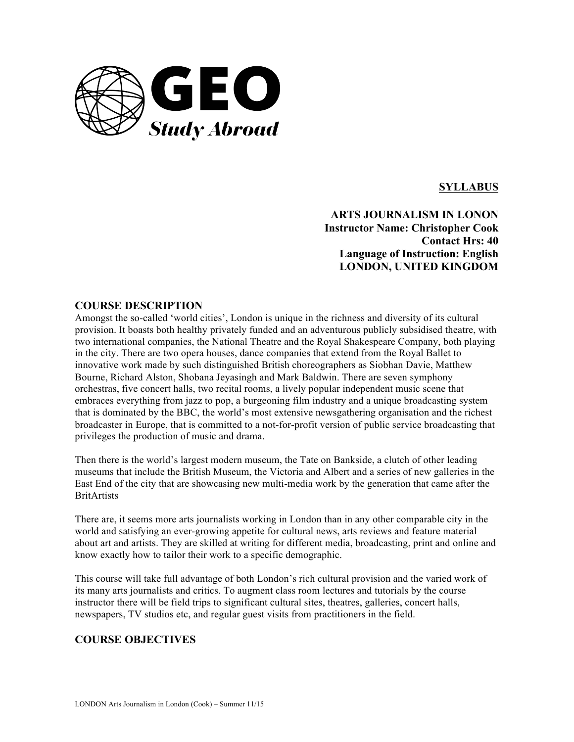**SYLLABUS**

**ARTS JOURNALISM IN LONON**
**Instructor Name: Christopher Cook**
**Contact Hrs: 40**
**Language of Instruction: English**
**LONDON, UNITED KINGDOM**

## COURSE DESCRIPTION

Amongst the so-called 'world cities', London is unique in the richness and diversity of its cultural provision. It boasts both healthy privately funded and an adventurous publicly subsidised theatre, with two international companies, the National Theatre and the Royal Shakespeare Company, both playing in the city. There are two opera houses, dance companies that extend from the Royal Ballet to innovative work made by such distinguished British choreographers as Siobhan Davie, Matthew Bourne, Richard Alston, Shobana Jeyasingh and Mark Baldwin. There are seven symphony orchestras, five concert halls, two recital rooms, a lively popular independent music scene that embraces everything from jazz to pop, a burgeoning film industry and a unique broadcasting system that is dominated by the BBC, the world's most extensive newsgathering organisation and the richest broadcaster in Europe, that is committed to a not-for-profit version of public service broadcasting that privileges the production of music and drama.

Then there is the world's largest modern museum, the Tate on Bankside, a clutch of other leading museums that include the British Museum, the Victoria and Albert and a series of new galleries in the East End of the city that are showcasing new multi-media work by the generation that came after the BritArtists

There are, it seems more arts journalists working in London than in any other comparable city in the world and satisfying an ever-growing appetite for cultural news, arts reviews and feature material about art and artists. They are skilled at writing for different media, broadcasting, print and online and know exactly how to tailor their work to a specific demographic.

This course will take full advantage of both London's rich cultural provision and the varied work of its many arts journalists and critics. To augment class room lectures and tutorials by the course instructor there will be field trips to significant cultural sites, theatres, galleries, concert halls, newspapers, TV studios etc, and regular guest visits from practitioners in the field.

## COURSE OBJECTIVES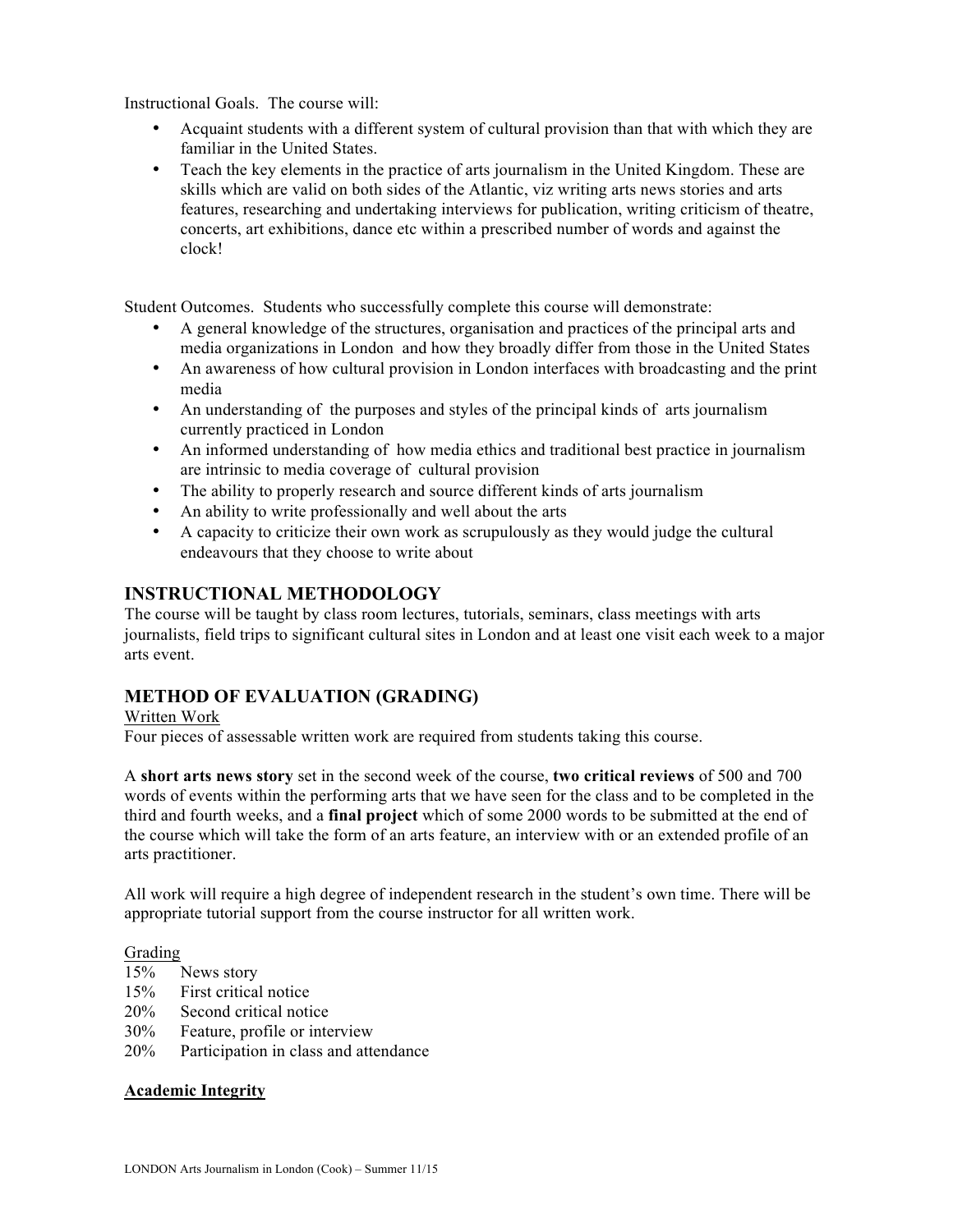Instructional Goals. The course will:

- Acquaint students with a different system of cultural provision than that with which they are familiar in the United States.
- Teach the key elements in the practice of arts journalism in the United Kingdom. These are skills which are valid on both sides of the Atlantic, viz writing arts news stories and arts features, researching and undertaking interviews for publication, writing criticism of theatre, concerts, art exhibitions, dance etc within a prescribed number of words and against the clock!

Student Outcomes. Students who successfully complete this course will demonstrate:

- A general knowledge of the structures, organisation and practices of the principal arts and media organizations in London and how they broadly differ from those in the United States
- An awareness of how cultural provision in London interfaces with broadcasting and the print media
- An understanding of the purposes and styles of the principal kinds of arts journalism currently practiced in London
- An informed understanding of how media ethics and traditional best practice in journalism are intrinsic to media coverage of cultural provision
- The ability to properly research and source different kinds of arts journalism
- An ability to write professionally and well about the arts
- A capacity to criticize their own work as scrupulously as they would judge the cultural endeavours that they choose to write about

## INSTRUCTIONAL METHODOLOGY

The course will be taught by class room lectures, tutorials, seminars, class meetings with arts journalists, field trips to significant cultural sites in London and at least one visit each week to a major arts event.

## METHOD OF EVALUATION (GRADING)

Written Work

Four pieces of assessable written work are required from students taking this course.

A **short arts news story** set in the second week of the course, **two critical reviews** of 500 and 700 words of events within the performing arts that we have seen for the class and to be completed in the third and fourth weeks, and a **final project** which of some 2000 words to be submitted at the end of the course which will take the form of an arts feature, an interview with or an extended profile of an arts practitioner.

All work will require a high degree of independent research in the student's own time. There will be appropriate tutorial support from the course instructor for all written work.

Grading

15% News story
15% First critical notice
20% Second critical notice
30% Feature, profile or interview
20% Participation in class and attendance

**Academic Integrity**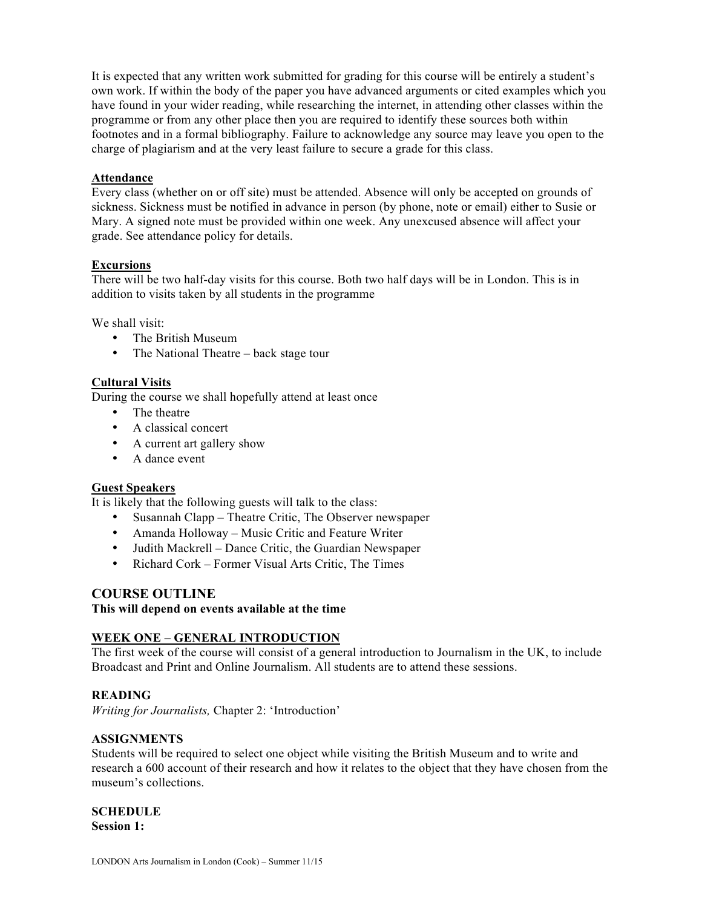It is expected that any written work submitted for grading for this course will be entirely a student's own work. If within the body of the paper you have advanced arguments or cited examples which you have found in your wider reading, while researching the internet, in attending other classes within the programme or from any other place then you are required to identify these sources both within footnotes and in a formal bibliography. Failure to acknowledge any source may leave you open to the charge of plagiarism and at the very least failure to secure a grade for this class.

**Attendance**

Every class (whether on or off site) must be attended. Absence will only be accepted on grounds of sickness. Sickness must be notified in advance in person (by phone, note or email) either to Susie or Mary. A signed note must be provided within one week. Any unexcused absence will affect your grade. See attendance policy for details.

**Excursions**

There will be two half-day visits for this course. Both two half days will be in London. This is in addition to visits taken by all students in the programme

We shall visit:

- The British Museum
- The National Theatre – back stage tour

**Cultural Visits**

During the course we shall hopefully attend at least once

- The theatre
- A classical concert
- A current art gallery show
- A dance event

**Guest Speakers**

It is likely that the following guests will talk to the class:

- Susannah Clapp – Theatre Critic, The Observer newspaper
- Amanda Holloway – Music Critic and Feature Writer
- Judith Mackrell – Dance Critic, the Guardian Newspaper
- Richard Cork – Former Visual Arts Critic, The Times

## COURSE OUTLINE

**This will depend on events available at the time**

### WEEK ONE – GENERAL INTRODUCTION

The first week of the course will consist of a general introduction to Journalism in the UK, to include Broadcast and Print and Online Journalism. All students are to attend these sessions.

**READING**

*Writing for Journalists,* Chapter 2: 'Introduction'

**ASSIGNMENTS**

Students will be required to select one object while visiting the British Museum and to write and research a 600 account of their research and how it relates to the object that they have chosen from the museum's collections.

**SCHEDULE**

**Session 1:**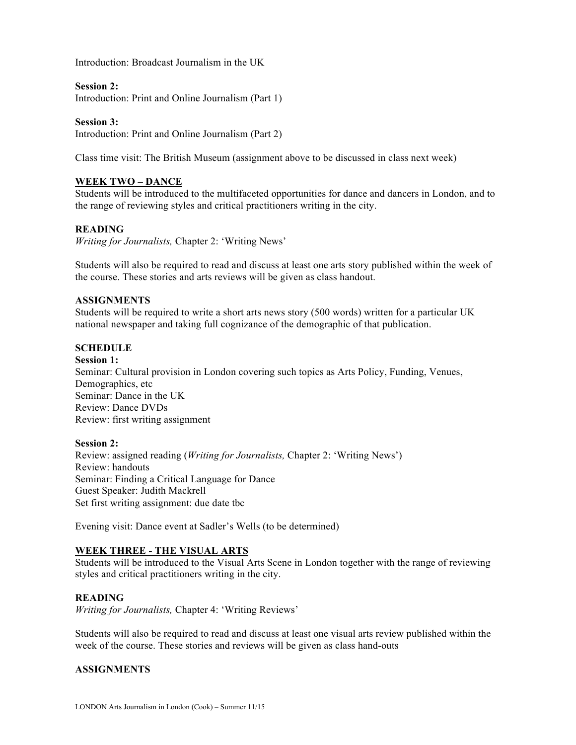Introduction: Broadcast Journalism in the UK

**Session 2:**
Introduction: Print and Online Journalism (Part 1)

**Session 3:**
Introduction: Print and Online Journalism (Part 2)

Class time visit: The British Museum (assignment above to be discussed in class next week)

## WEEK TWO – DANCE

Students will be introduced to the multifaceted opportunities for dance and dancers in London, and to the range of reviewing styles and critical practitioners writing in the city.

### READING

*Writing for Journalists,* Chapter 2: 'Writing News'

Students will also be required to read and discuss at least one arts story published within the week of the course. These stories and arts reviews will be given as class handout.

### ASSIGNMENTS

Students will be required to write a short arts news story (500 words) written for a particular UK national newspaper and taking full cognizance of the demographic of that publication.

### SCHEDULE

**Session 1:**
Seminar: Cultural provision in London covering such topics as Arts Policy, Funding, Venues, Demographics, etc
Seminar: Dance in the UK
Review: Dance DVDs
Review: first writing assignment

**Session 2:**
Review: assigned reading (*Writing for Journalists,* Chapter 2: 'Writing News')
Review: handouts
Seminar: Finding a Critical Language for Dance
Guest Speaker: Judith Mackrell
Set first writing assignment: due date tbc

Evening visit: Dance event at Sadler's Wells (to be determined)

## WEEK THREE - THE VISUAL ARTS

Students will be introduced to the Visual Arts Scene in London together with the range of reviewing styles and critical practitioners writing in the city.

### READING

*Writing for Journalists,* Chapter 4: 'Writing Reviews'

Students will also be required to read and discuss at least one visual arts review published within the week of the course. These stories and reviews will be given as class hand-outs

### ASSIGNMENTS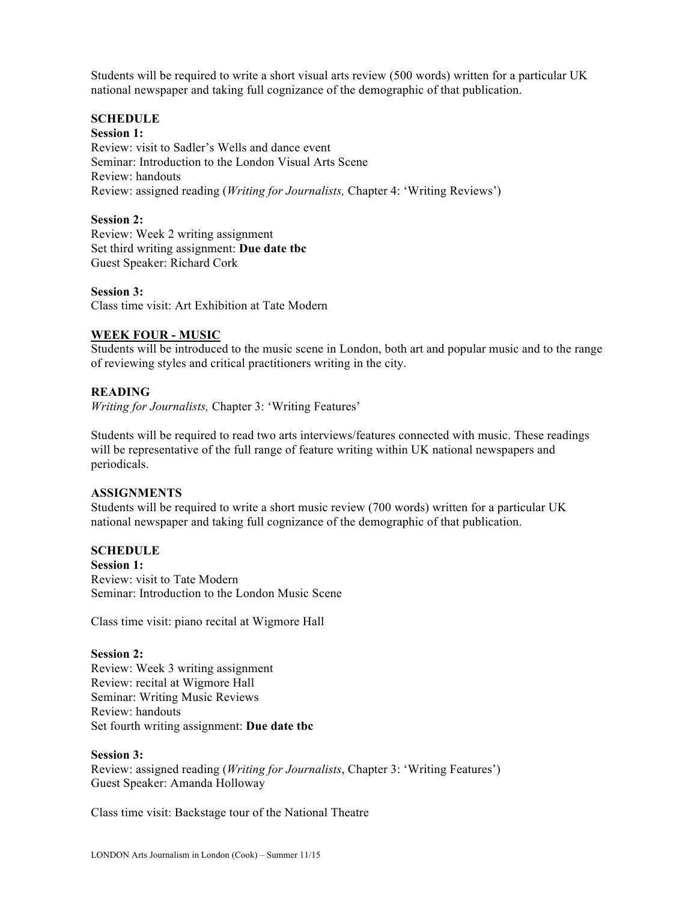Students will be required to write a short visual arts review (500 words) written for a particular UK national newspaper and taking full cognizance of the demographic of that publication.

**SCHEDULE**

**Session 1:**
Review: visit to Sadler's Wells and dance event
Seminar: Introduction to the London Visual Arts Scene
Review: handouts
Review: assigned reading (*Writing for Journalists,* Chapter 4: 'Writing Reviews')

**Session 2:**
Review: Week 2 writing assignment
Set third writing assignment: **Due date tbc**
Guest Speaker: Richard Cork

**Session 3:**
Class time visit: Art Exhibition at Tate Modern

## WEEK FOUR - MUSIC

Students will be introduced to the music scene in London, both art and popular music and to the range of reviewing styles and critical practitioners writing in the city.

**READING**

*Writing for Journalists,* Chapter 3: 'Writing Features'

Students will be required to read two arts interviews/features connected with music. These readings will be representative of the full range of feature writing within UK national newspapers and periodicals.

**ASSIGNMENTS**

Students will be required to write a short music review (700 words) written for a particular UK national newspaper and taking full cognizance of the demographic of that publication.

**SCHEDULE**

**Session 1:**
Review: visit to Tate Modern
Seminar: Introduction to the London Music Scene

Class time visit: piano recital at Wigmore Hall

**Session 2:**
Review: Week 3 writing assignment
Review: recital at Wigmore Hall
Seminar: Writing Music Reviews
Review: handouts
Set fourth writing assignment: **Due date tbc**

**Session 3:**
Review: assigned reading (*Writing for Journalists*, Chapter 3: 'Writing Features')
Guest Speaker: Amanda Holloway

Class time visit: Backstage tour of the National Theatre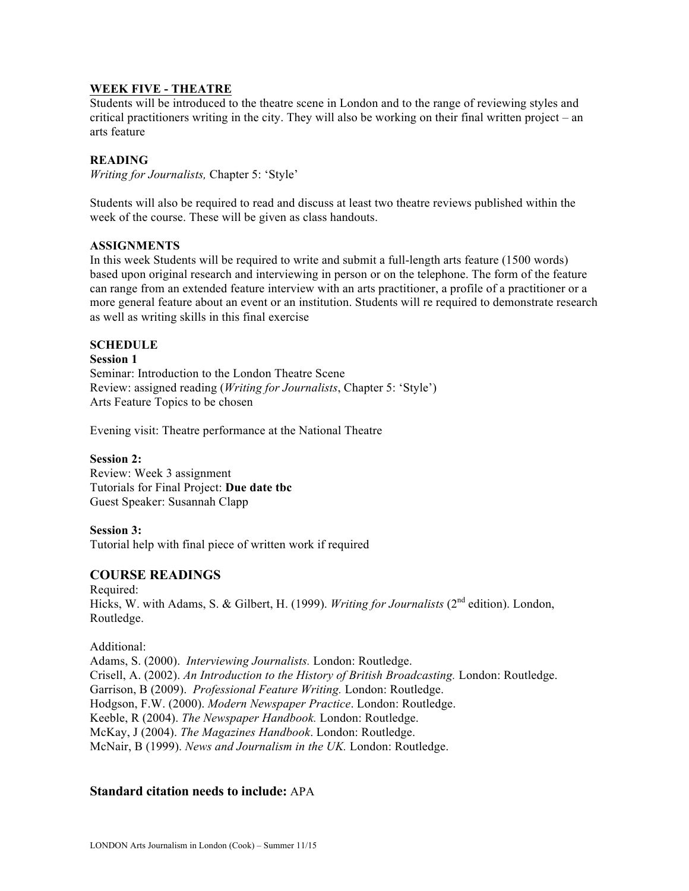**WEEK FIVE - THEATRE**

Students will be introduced to the theatre scene in London and to the range of reviewing styles and critical practitioners writing in the city. They will also be working on their final written project – an arts feature

**READING**

*Writing for Journalists,* Chapter 5: 'Style'

Students will also be required to read and discuss at least two theatre reviews published within the week of the course. These will be given as class handouts.

**ASSIGNMENTS**

In this week Students will be required to write and submit a full-length arts feature (1500 words) based upon original research and interviewing in person or on the telephone. The form of the feature can range from an extended feature interview with an arts practitioner, a profile of a practitioner or a more general feature about an event or an institution. Students will re required to demonstrate research as well as writing skills in this final exercise

**SCHEDULE**

**Session 1**

Seminar: Introduction to the London Theatre Scene
Review: assigned reading (*Writing for Journalists*, Chapter 5: 'Style')
Arts Feature Topics to be chosen

Evening visit: Theatre performance at the National Theatre

**Session 2:**

Review: Week 3 assignment
Tutorials for Final Project: **Due date tbc**
Guest Speaker: Susannah Clapp

**Session 3:**

Tutorial help with final piece of written work if required

## COURSE READINGS

Required:
Hicks, W. with Adams, S. & Gilbert, H. (1999). *Writing for Journalists* (2nd edition). London, Routledge.

Additional:
Adams, S. (2000). *Interviewing Journalists.* London: Routledge.
Crisell, A. (2002). *An Introduction to the History of British Broadcasting.* London: Routledge.
Garrison, B (2009). *Professional Feature Writing.* London: Routledge.
Hodgson, F.W. (2000). *Modern Newspaper Practice*. London: Routledge.
Keeble, R (2004). *The Newspaper Handbook.* London: Routledge.
McKay, J (2004). *The Magazines Handbook*. London: Routledge.
McNair, B (1999). *News and Journalism in the UK.* London: Routledge.

## **Standard citation needs to include:** APA